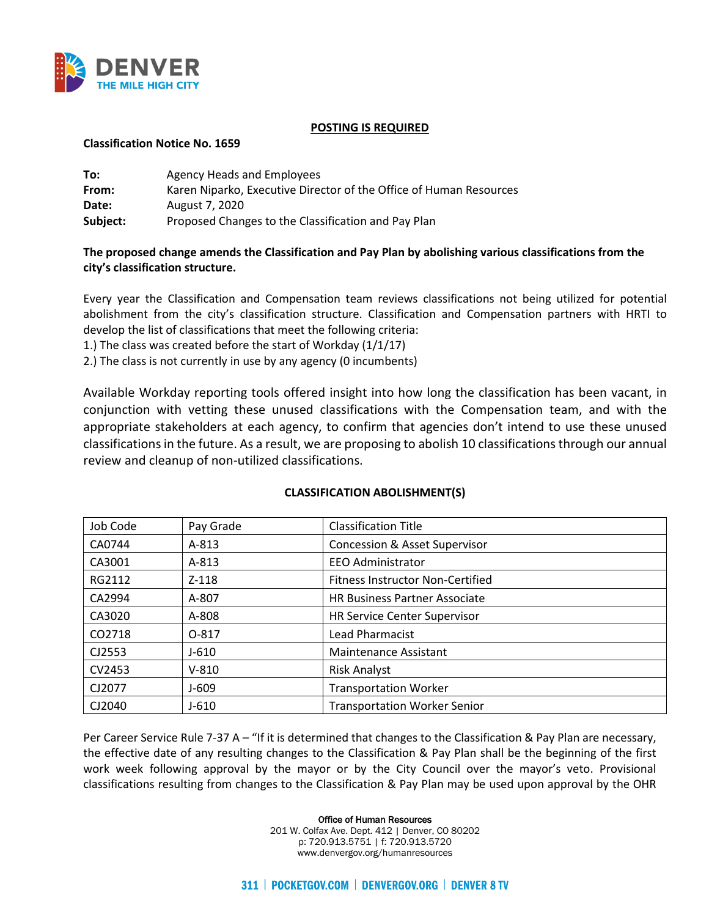**POSTING IS REQUIRED**

**Classification Notice No. 1659**

**To:** Agency Heads and Employees
**From:** Karen Niparko, Executive Director of the Office of Human Resources
**Date:** August 7, 2020
**Subject:** Proposed Changes to the Classification and Pay Plan

**The proposed change amends the Classification and Pay Plan by abolishing various classifications from the city's classification structure.**

Every year the Classification and Compensation team reviews classifications not being utilized for potential abolishment from the city's classification structure. Classification and Compensation partners with HRTI to develop the list of classifications that meet the following criteria:
1.) The class was created before the start of Workday (1/1/17)
2.) The class is not currently in use by any agency (0 incumbents)

Available Workday reporting tools offered insight into how long the classification has been vacant, in conjunction with vetting these unused classifications with the Compensation team, and with the appropriate stakeholders at each agency, to confirm that agencies don't intend to use these unused classifications in the future. As a result, we are proposing to abolish 10 classifications through our annual review and cleanup of non-utilized classifications.

**CLASSIFICATION ABOLISHMENT(S)**

| Job Code | Pay Grade | Classification Title |
|---|---|---|
| CA0744 | A-813 | Concession & Asset Supervisor |
| CA3001 | A-813 | EEO Administrator |
| RG2112 | Z-118 | Fitness Instructor Non-Certified |
| CA2994 | A-807 | HR Business Partner Associate |
| CA3020 | A-808 | HR Service Center Supervisor |
| CO2718 | O-817 | Lead Pharmacist |
| CJ2553 | J-610 | Maintenance Assistant |
| CV2453 | V-810 | Risk Analyst |
| CJ2077 | J-609 | Transportation Worker |
| CJ2040 | J-610 | Transportation Worker Senior |

Per Career Service Rule 7-37 A – "If it is determined that changes to the Classification & Pay Plan are necessary, the effective date of any resulting changes to the Classification & Pay Plan shall be the beginning of the first work week following approval by the mayor or by the City Council over the mayor's veto. Provisional classifications resulting from changes to the Classification & Pay Plan may be used upon approval by the OHR

Office of Human Resources
201 W. Colfax Ave. Dept. 412 | Denver, CO 80202
p: 720.913.5751 | f: 720.913.5720
www.denvergov.org/humanresources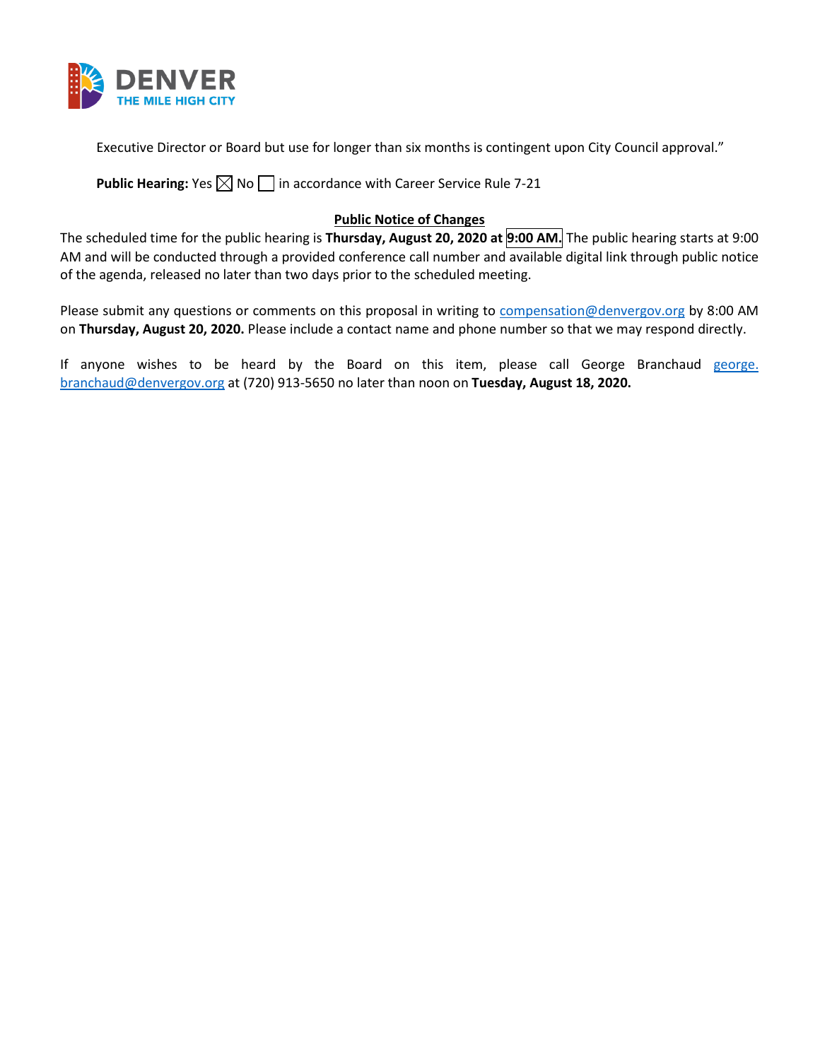Executive Director or Board but use for longer than six months is contingent upon City Council approval."

**Public Hearing:** Yes ☒ No ☐ in accordance with Career Service Rule 7-21

**Public Notice of Changes**

The scheduled time for the public hearing is **Thursday, August 20, 2020 at 9:00 AM.** The public hearing starts at 9:00 AM and will be conducted through a provided conference call number and available digital link through public notice of the agenda, released no later than two days prior to the scheduled meeting.

Please submit any questions or comments on this proposal in writing to compensation@denvergov.org by 8:00 AM on **Thursday, August 20, 2020.** Please include a contact name and phone number so that we may respond directly.

If anyone wishes to be heard by the Board on this item, please call George Branchaud george.branchaud@denvergov.org at (720) 913-5650 no later than noon on **Tuesday, August 18, 2020.**